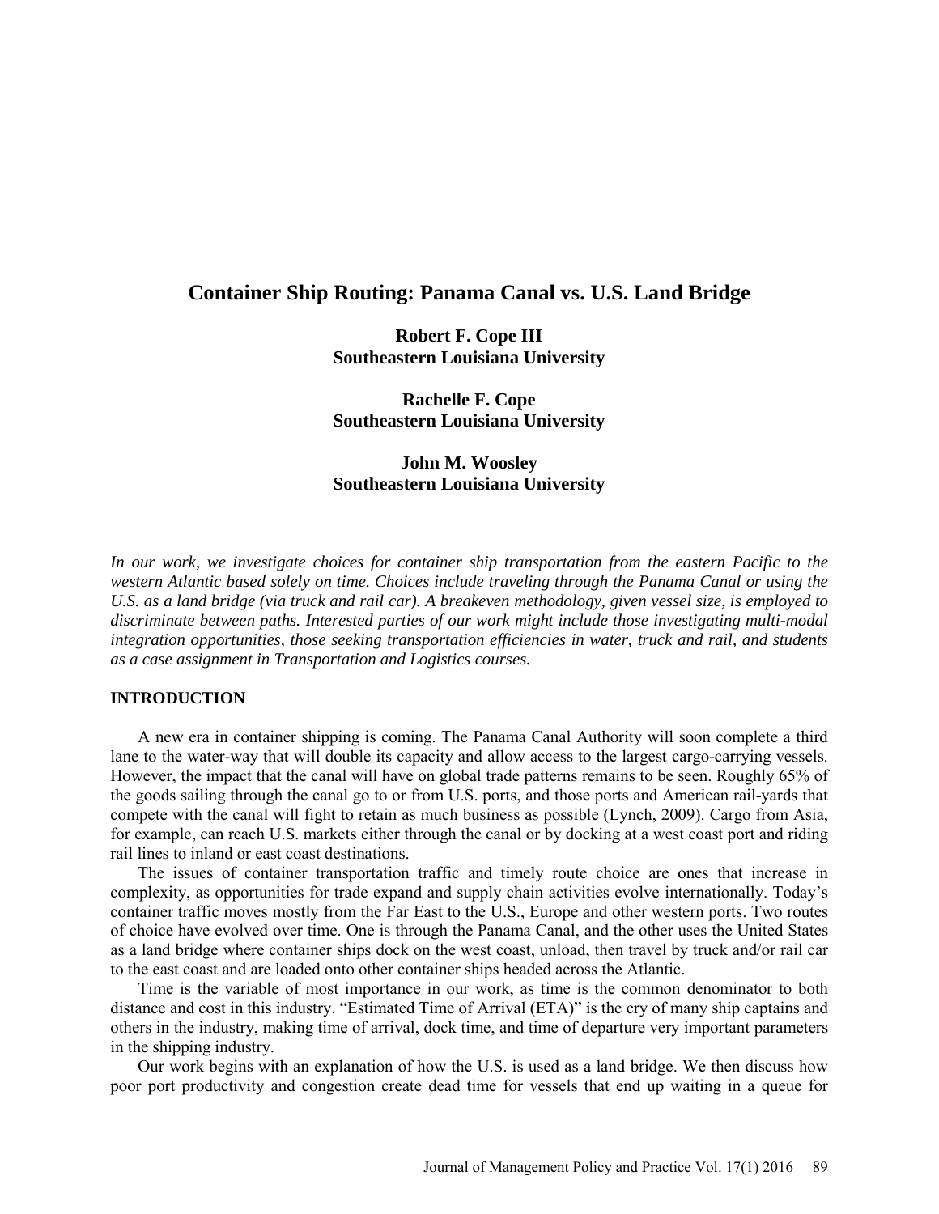# Container Ship Routing: Panama Canal vs. U.S. Land Bridge

**Robert F. Cope III**
**Southeastern Louisiana University**

**Rachelle F. Cope**
**Southeastern Louisiana University**

**John M. Woosley**
**Southeastern Louisiana University**

*In our work, we investigate choices for container ship transportation from the eastern Pacific to the western Atlantic based solely on time. Choices include traveling through the Panama Canal or using the U.S. as a land bridge (via truck and rail car). A breakeven methodology, given vessel size, is employed to discriminate between paths. Interested parties of our work might include those investigating multi-modal integration opportunities, those seeking transportation efficiencies in water, truck and rail, and students as a case assignment in Transportation and Logistics courses.*

## INTRODUCTION

A new era in container shipping is coming. The Panama Canal Authority will soon complete a third lane to the water-way that will double its capacity and allow access to the largest cargo-carrying vessels. However, the impact that the canal will have on global trade patterns remains to be seen. Roughly 65% of the goods sailing through the canal go to or from U.S. ports, and those ports and American rail-yards that compete with the canal will fight to retain as much business as possible (Lynch, 2009). Cargo from Asia, for example, can reach U.S. markets either through the canal or by docking at a west coast port and riding rail lines to inland or east coast destinations.

The issues of container transportation traffic and timely route choice are ones that increase in complexity, as opportunities for trade expand and supply chain activities evolve internationally. Today's container traffic moves mostly from the Far East to the U.S., Europe and other western ports. Two routes of choice have evolved over time. One is through the Panama Canal, and the other uses the United States as a land bridge where container ships dock on the west coast, unload, then travel by truck and/or rail car to the east coast and are loaded onto other container ships headed across the Atlantic.

Time is the variable of most importance in our work, as time is the common denominator to both distance and cost in this industry. "Estimated Time of Arrival (ETA)" is the cry of many ship captains and others in the industry, making time of arrival, dock time, and time of departure very important parameters in the shipping industry.

Our work begins with an explanation of how the U.S. is used as a land bridge. We then discuss how poor port productivity and congestion create dead time for vessels that end up waiting in a queue for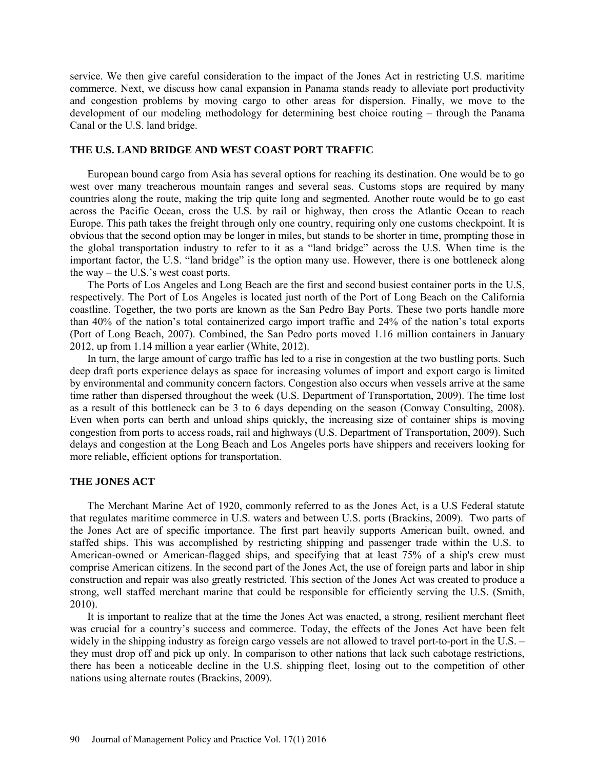service. We then give careful consideration to the impact of the Jones Act in restricting U.S. maritime commerce. Next, we discuss how canal expansion in Panama stands ready to alleviate port productivity and congestion problems by moving cargo to other areas for dispersion. Finally, we move to the development of our modeling methodology for determining best choice routing – through the Panama Canal or the U.S. land bridge.

## THE U.S. LAND BRIDGE AND WEST COAST PORT TRAFFIC

European bound cargo from Asia has several options for reaching its destination. One would be to go west over many treacherous mountain ranges and several seas. Customs stops are required by many countries along the route, making the trip quite long and segmented. Another route would be to go east across the Pacific Ocean, cross the U.S. by rail or highway, then cross the Atlantic Ocean to reach Europe. This path takes the freight through only one country, requiring only one customs checkpoint. It is obvious that the second option may be longer in miles, but stands to be shorter in time, prompting those in the global transportation industry to refer to it as a "land bridge" across the U.S. When time is the important factor, the U.S. "land bridge" is the option many use. However, there is one bottleneck along the way – the U.S.'s west coast ports.

The Ports of Los Angeles and Long Beach are the first and second busiest container ports in the U.S, respectively. The Port of Los Angeles is located just north of the Port of Long Beach on the California coastline. Together, the two ports are known as the San Pedro Bay Ports. These two ports handle more than 40% of the nation's total containerized cargo import traffic and 24% of the nation's total exports (Port of Long Beach, 2007). Combined, the San Pedro ports moved 1.16 million containers in January 2012, up from 1.14 million a year earlier (White, 2012).

In turn, the large amount of cargo traffic has led to a rise in congestion at the two bustling ports. Such deep draft ports experience delays as space for increasing volumes of import and export cargo is limited by environmental and community concern factors. Congestion also occurs when vessels arrive at the same time rather than dispersed throughout the week (U.S. Department of Transportation, 2009). The time lost as a result of this bottleneck can be 3 to 6 days depending on the season (Conway Consulting, 2008). Even when ports can berth and unload ships quickly, the increasing size of container ships is moving congestion from ports to access roads, rail and highways (U.S. Department of Transportation, 2009). Such delays and congestion at the Long Beach and Los Angeles ports have shippers and receivers looking for more reliable, efficient options for transportation.

## THE JONES ACT

The Merchant Marine Act of 1920, commonly referred to as the Jones Act, is a U.S Federal statute that regulates maritime commerce in U.S. waters and between U.S. ports (Brackins, 2009). Two parts of the Jones Act are of specific importance. The first part heavily supports American built, owned, and staffed ships. This was accomplished by restricting shipping and passenger trade within the U.S. to American-owned or American-flagged ships, and specifying that at least 75% of a ship's crew must comprise American citizens. In the second part of the Jones Act, the use of foreign parts and labor in ship construction and repair was also greatly restricted. This section of the Jones Act was created to produce a strong, well staffed merchant marine that could be responsible for efficiently serving the U.S. (Smith, 2010).

It is important to realize that at the time the Jones Act was enacted, a strong, resilient merchant fleet was crucial for a country's success and commerce. Today, the effects of the Jones Act have been felt widely in the shipping industry as foreign cargo vessels are not allowed to travel port-to-port in the U.S. – they must drop off and pick up only. In comparison to other nations that lack such cabotage restrictions, there has been a noticeable decline in the U.S. shipping fleet, losing out to the competition of other nations using alternate routes (Brackins, 2009).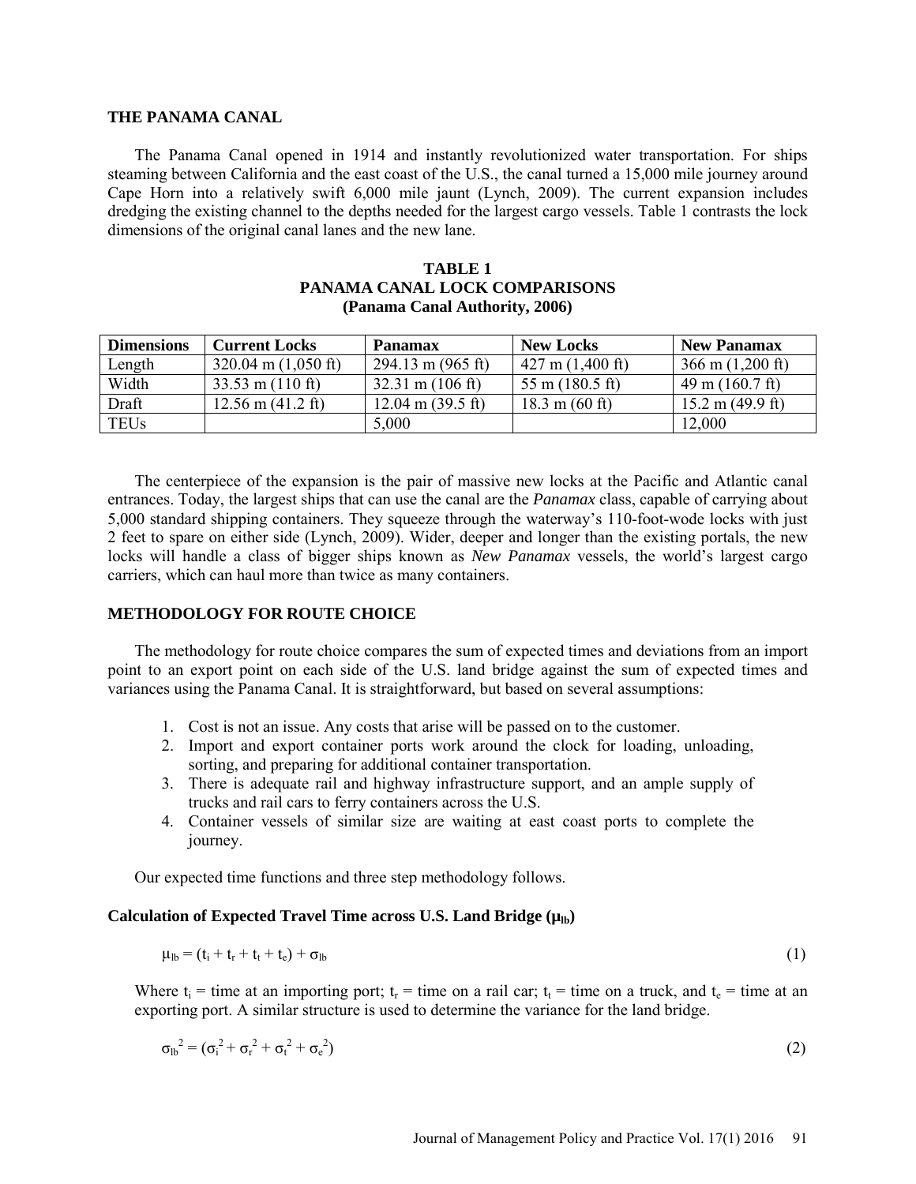## THE PANAMA CANAL

The Panama Canal opened in 1914 and instantly revolutionized water transportation. For ships steaming between California and the east coast of the U.S., the canal turned a 15,000 mile journey around Cape Horn into a relatively swift 6,000 mile jaunt (Lynch, 2009). The current expansion includes dredging the existing channel to the depths needed for the largest cargo vessels. Table 1 contrasts the lock dimensions of the original canal lanes and the new lane.

**TABLE 1**
**PANAMA CANAL LOCK COMPARISONS**
**(Panama Canal Authority, 2006)**

| Dimensions | Current Locks | Panamax | New Locks | New Panamax |
|---|---|---|---|---|
| Length | 320.04 m (1,050 ft) | 294.13 m (965 ft) | 427 m (1,400 ft) | 366 m (1,200 ft) |
| Width | 33.53 m (110 ft) | 32.31 m (106 ft) | 55 m (180.5 ft) | 49 m (160.7 ft) |
| Draft | 12.56 m (41.2 ft) | 12.04 m (39.5 ft) | 18.3 m (60 ft) | 15.2 m (49.9 ft) |
| TEUs | | 5,000 | | 12,000 |

The centerpiece of the expansion is the pair of massive new locks at the Pacific and Atlantic canal entrances. Today, the largest ships that can use the canal are the *Panamax* class, capable of carrying about 5,000 standard shipping containers. They squeeze through the waterway's 110-foot-wode locks with just 2 feet to spare on either side (Lynch, 2009). Wider, deeper and longer than the existing portals, the new locks will handle a class of bigger ships known as *New Panamax* vessels, the world's largest cargo carriers, which can haul more than twice as many containers.

## METHODOLOGY FOR ROUTE CHOICE

The methodology for route choice compares the sum of expected times and deviations from an import point to an export point on each side of the U.S. land bridge against the sum of expected times and variances using the Panama Canal. It is straightforward, but based on several assumptions:

1. Cost is not an issue. Any costs that arise will be passed on to the customer.
2. Import and export container ports work around the clock for loading, unloading, sorting, and preparing for additional container transportation.
3. There is adequate rail and highway infrastructure support, and an ample supply of trucks and rail cars to ferry containers across the U.S.
4. Container vessels of similar size are waiting at east coast ports to complete the journey.

Our expected time functions and three step methodology follows.

### Calculation of Expected Travel Time across U.S. Land Bridge ($\mu_{lb}$)

$$\mu_{lb} = (t_i + t_r + t_t + t_e) + \sigma_{lb} \tag{1}$$

Where $t_i$ = time at an importing port; $t_r$ = time on a rail car; $t_t$ = time on a truck, and $t_e$ = time at an exporting port. A similar structure is used to determine the variance for the land bridge.

$$\sigma_{lb}^2 = (\sigma_i^2 + \sigma_r^2 + \sigma_t^2 + \sigma_e^2) \tag{2}$$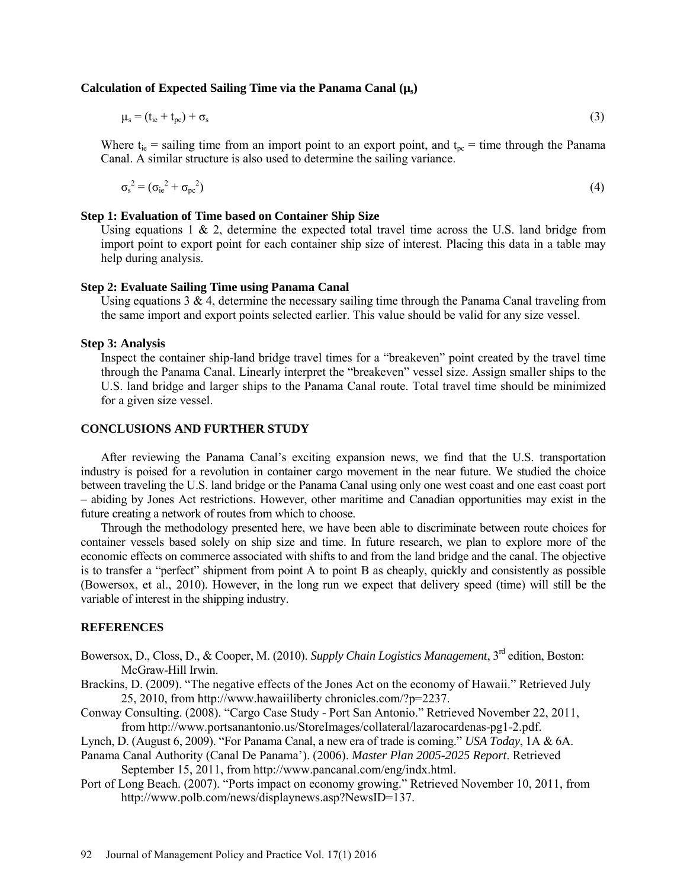**Calculation of Expected Sailing Time via the Panama Canal ($\mu_s$)**

$$\mu_s = (t_{ie} + t_{pc}) + \sigma_s \tag{3}$$

Where $t_{ie}$ = sailing time from an import point to an export point, and $t_{pc}$ = time through the Panama Canal. A similar structure is also used to determine the sailing variance.

$$\sigma_s^2 = (\sigma_{ie}^2 + \sigma_{pc}^2) \tag{4}$$

**Step 1: Evaluation of Time based on Container Ship Size**

Using equations 1 & 2, determine the expected total travel time across the U.S. land bridge from import point to export point for each container ship size of interest. Placing this data in a table may help during analysis.

**Step 2: Evaluate Sailing Time using Panama Canal**

Using equations 3 & 4, determine the necessary sailing time through the Panama Canal traveling from the same import and export points selected earlier. This value should be valid for any size vessel.

**Step 3: Analysis**

Inspect the container ship-land bridge travel times for a "breakeven" point created by the travel time through the Panama Canal. Linearly interpret the "breakeven" vessel size. Assign smaller ships to the U.S. land bridge and larger ships to the Panama Canal route. Total travel time should be minimized for a given size vessel.

## CONCLUSIONS AND FURTHER STUDY

After reviewing the Panama Canal's exciting expansion news, we find that the U.S. transportation industry is poised for a revolution in container cargo movement in the near future. We studied the choice between traveling the U.S. land bridge or the Panama Canal using only one west coast and one east coast port – abiding by Jones Act restrictions. However, other maritime and Canadian opportunities may exist in the future creating a network of routes from which to choose.

Through the methodology presented here, we have been able to discriminate between route choices for container vessels based solely on ship size and time. In future research, we plan to explore more of the economic effects on commerce associated with shifts to and from the land bridge and the canal. The objective is to transfer a "perfect" shipment from point A to point B as cheaply, quickly and consistently as possible (Bowersox, et al., 2010). However, in the long run we expect that delivery speed (time) will still be the variable of interest in the shipping industry.

## REFERENCES

Bowersox, D., Closs, D., & Cooper, M. (2010). *Supply Chain Logistics Management*, 3rd edition, Boston: McGraw-Hill Irwin.

Brackins, D. (2009). "The negative effects of the Jones Act on the economy of Hawaii." Retrieved July 25, 2010, from http://www.hawaiiliberty chronicles.com/?p=2237.

Conway Consulting. (2008). "Cargo Case Study - Port San Antonio." Retrieved November 22, 2011, from http://www.portsanantonio.us/StoreImages/collateral/lazarocardenas-pg1-2.pdf.

Lynch, D. (August 6, 2009). "For Panama Canal, a new era of trade is coming." *USA Today*, 1A & 6A.

Panama Canal Authority (Canal De Panama'). (2006). *Master Plan 2005-2025 Report*. Retrieved September 15, 2011, from http://www.pancanal.com/eng/indx.html.

Port of Long Beach. (2007). "Ports impact on economy growing." Retrieved November 10, 2011, from http://www.polb.com/news/displaynews.asp?NewsID=137.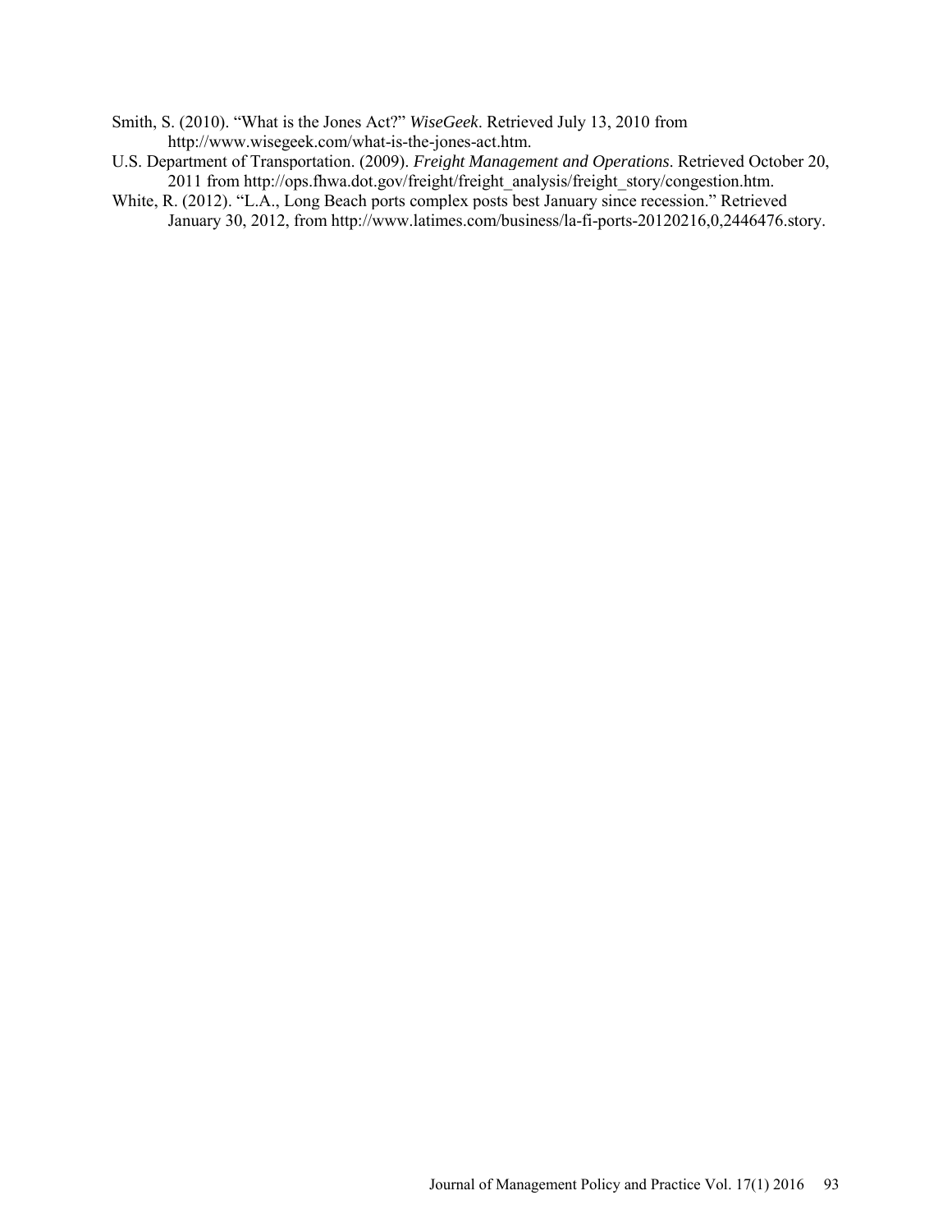Smith, S. (2010). "What is the Jones Act?" *WiseGeek*. Retrieved July 13, 2010 from http://www.wisegeek.com/what-is-the-jones-act.htm.

U.S. Department of Transportation. (2009). *Freight Management and Operations*. Retrieved October 20, 2011 from http://ops.fhwa.dot.gov/freight/freight_analysis/freight_story/congestion.htm.

White, R. (2012). "L.A., Long Beach ports complex posts best January since recession." Retrieved January 30, 2012, from http://www.latimes.com/business/la-fi-ports-20120216,0,2446476.story.